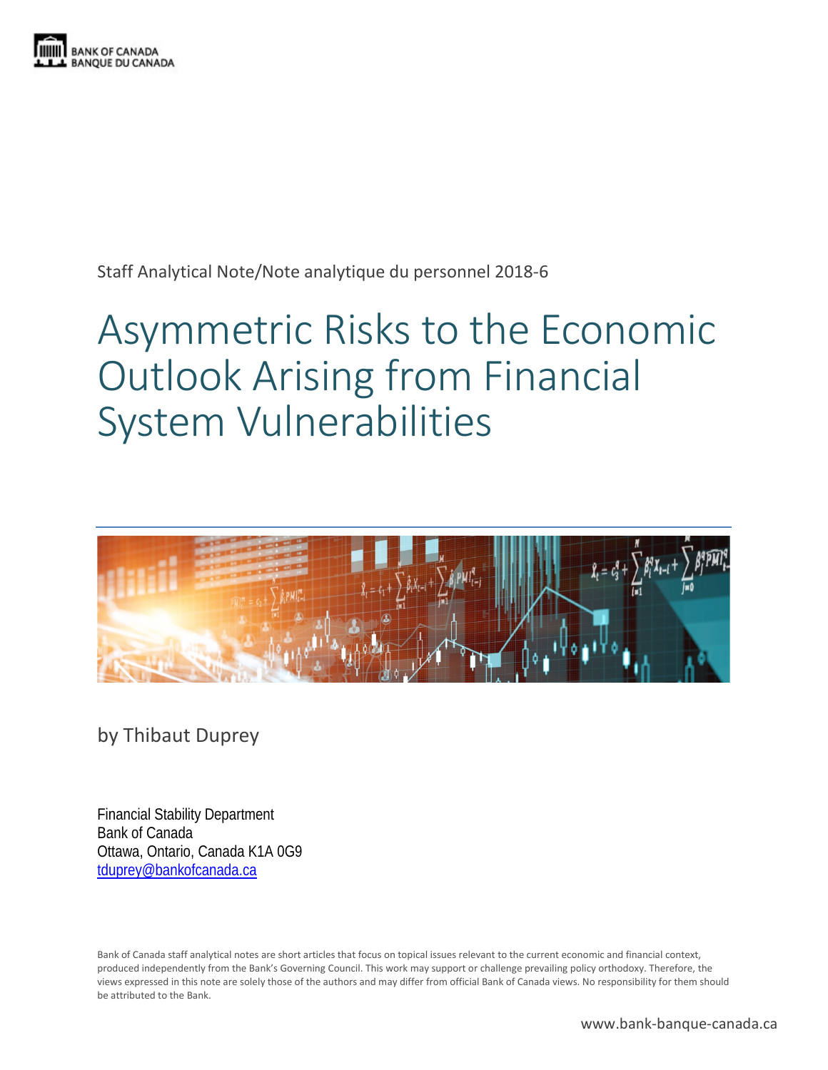Staff Analytical Note/Note analytique du personnel 2018-6

# Asymmetric Risks to the Economic Outlook Arising from Financial System Vulnerabilities

by Thibaut Duprey

Financial Stability Department
Bank of Canada
Ottawa, Ontario, Canada K1A 0G9
tduprey@bankofcanada.ca

Bank of Canada staff analytical notes are short articles that focus on topical issues relevant to the current economic and financial context, produced independently from the Bank's Governing Council. This work may support or challenge prevailing policy orthodoxy. Therefore, the views expressed in this note are solely those of the authors and may differ from official Bank of Canada views. No responsibility for them should be attributed to the Bank.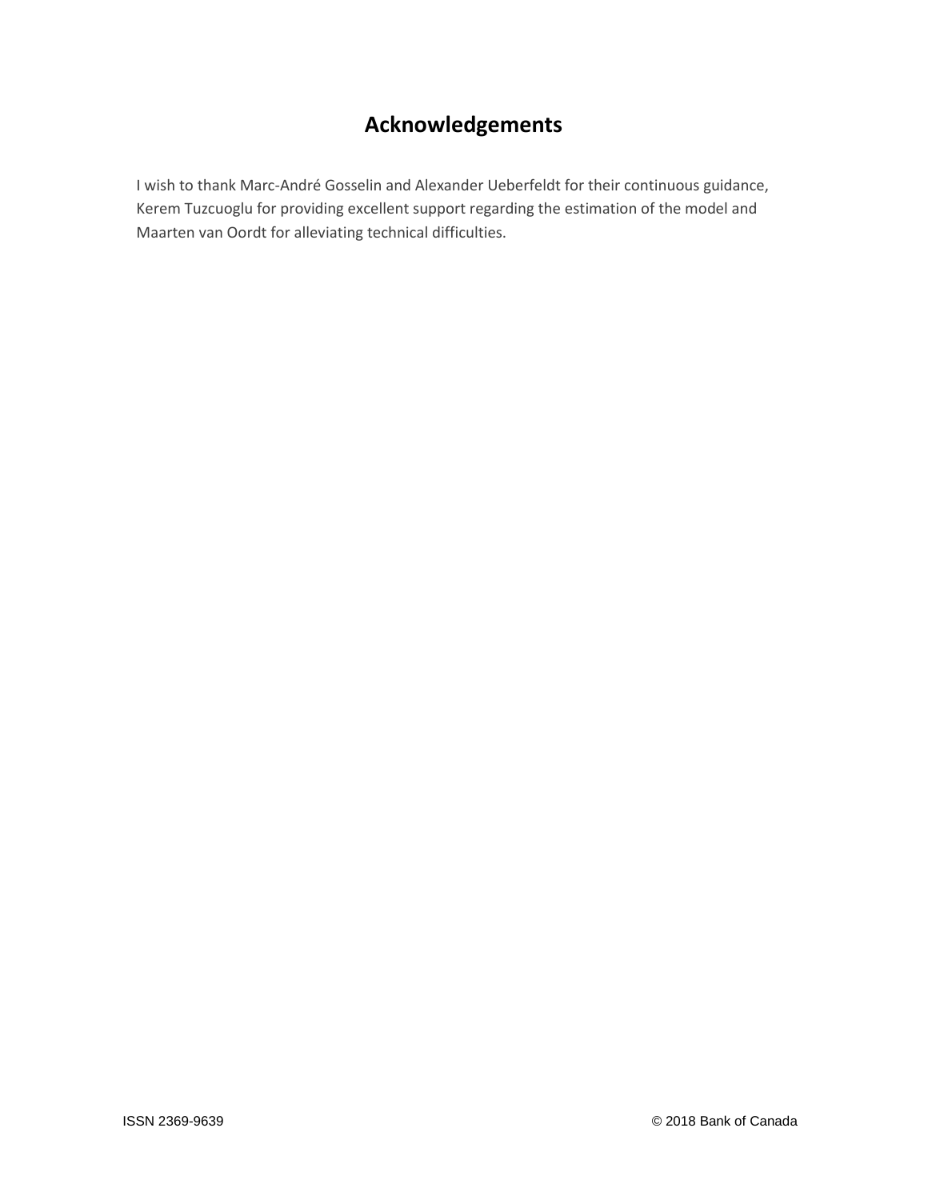## Acknowledgements

I wish to thank Marc-André Gosselin and Alexander Ueberfeldt for their continuous guidance, Kerem Tuzcuoglu for providing excellent support regarding the estimation of the model and Maarten van Oordt for alleviating technical difficulties.

ISSN 2369-9639 © 2018 Bank of Canada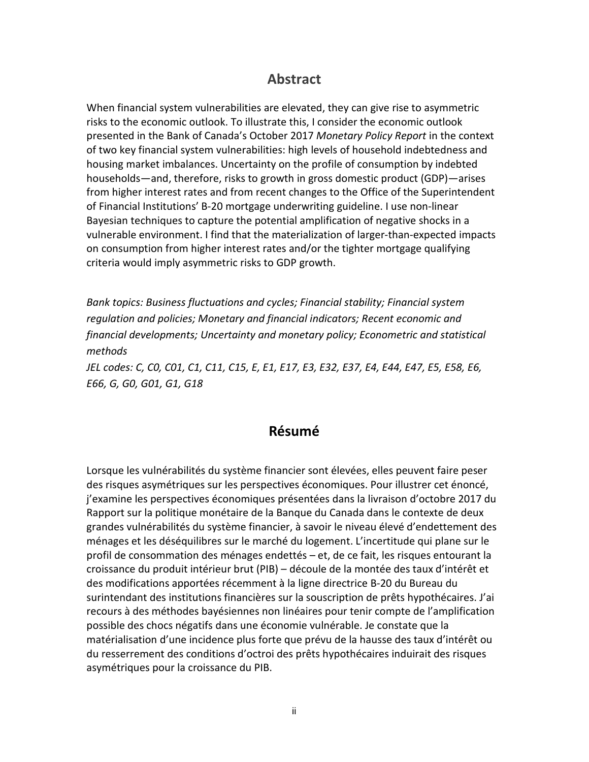## Abstract

When financial system vulnerabilities are elevated, they can give rise to asymmetric risks to the economic outlook. To illustrate this, I consider the economic outlook presented in the Bank of Canada's October 2017 *Monetary Policy Report* in the context of two key financial system vulnerabilities: high levels of household indebtedness and housing market imbalances. Uncertainty on the profile of consumption by indebted households—and, therefore, risks to growth in gross domestic product (GDP)—arises from higher interest rates and from recent changes to the Office of the Superintendent of Financial Institutions' B-20 mortgage underwriting guideline. I use non-linear Bayesian techniques to capture the potential amplification of negative shocks in a vulnerable environment. I find that the materialization of larger-than-expected impacts on consumption from higher interest rates and/or the tighter mortgage qualifying criteria would imply asymmetric risks to GDP growth.

*Bank topics: Business fluctuations and cycles; Financial stability; Financial system regulation and policies; Monetary and financial indicators; Recent economic and financial developments; Uncertainty and monetary policy; Econometric and statistical methods*
*JEL codes: C, C0, C01, C1, C11, C15, E, E1, E17, E3, E32, E37, E4, E44, E47, E5, E58, E6, E66, G, G0, G01, G1, G18*

## Résumé

Lorsque les vulnérabilités du système financier sont élevées, elles peuvent faire peser des risques asymétriques sur les perspectives économiques. Pour illustrer cet énoncé, j'examine les perspectives économiques présentées dans la livraison d'octobre 2017 du Rapport sur la politique monétaire de la Banque du Canada dans le contexte de deux grandes vulnérabilités du système financier, à savoir le niveau élevé d'endettement des ménages et les déséquilibres sur le marché du logement. L'incertitude qui plane sur le profil de consommation des ménages endettés – et, de ce fait, les risques entourant la croissance du produit intérieur brut (PIB) – découle de la montée des taux d'intérêt et des modifications apportées récemment à la ligne directrice B-20 du Bureau du surintendant des institutions financières sur la souscription de prêts hypothécaires. J'ai recours à des méthodes bayésiennes non linéaires pour tenir compte de l'amplification possible des chocs négatifs dans une économie vulnérable. Je constate que la matérialisation d'une incidence plus forte que prévu de la hausse des taux d'intérêt ou du resserrement des conditions d'octroi des prêts hypothécaires induirait des risques asymétriques pour la croissance du PIB.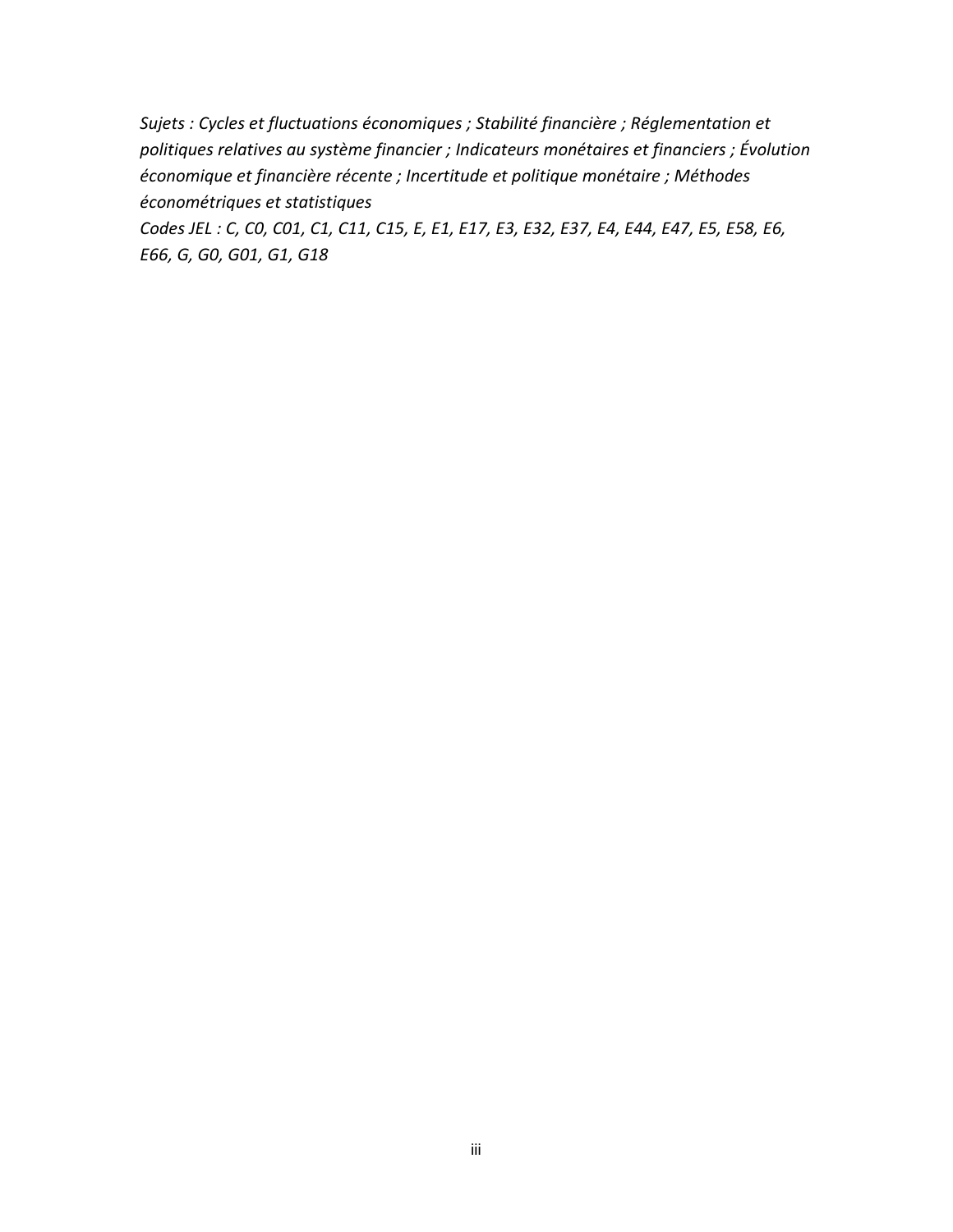*Sujets : Cycles et fluctuations économiques ; Stabilité financière ; Réglementation et politiques relatives au système financier ; Indicateurs monétaires et financiers ; Évolution économique et financière récente ; Incertitude et politique monétaire ; Méthodes économétriques et statistiques*
*Codes JEL : C, C0, C01, C1, C11, C15, E, E1, E17, E3, E32, E37, E4, E44, E47, E5, E58, E6, E66, G, G0, G01, G1, G18*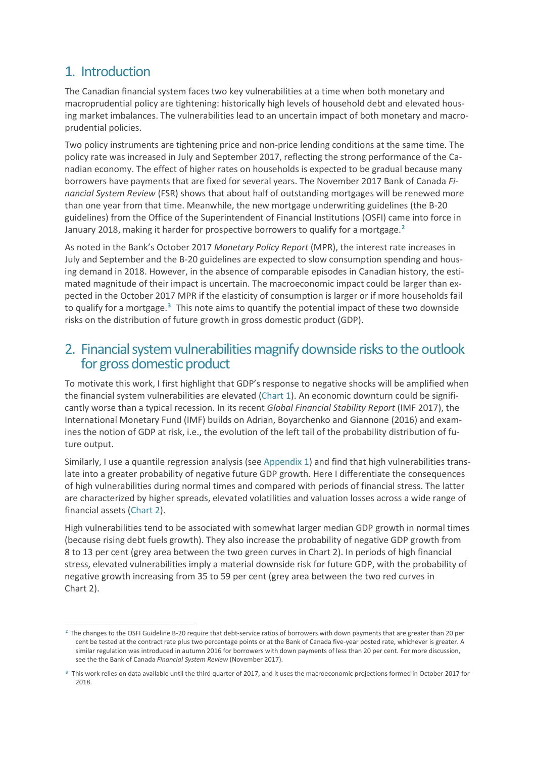## 1. Introduction

The Canadian financial system faces two key vulnerabilities at a time when both monetary and macroprudential policy are tightening: historically high levels of household debt and elevated housing market imbalances. The vulnerabilities lead to an uncertain impact of both monetary and macroprudential policies.

Two policy instruments are tightening price and non-price lending conditions at the same time. The policy rate was increased in July and September 2017, reflecting the strong performance of the Canadian economy. The effect of higher rates on households is expected to be gradual because many borrowers have payments that are fixed for several years. The November 2017 Bank of Canada *Financial System Review* (FSR) shows that about half of outstanding mortgages will be renewed more than one year from that time. Meanwhile, the new mortgage underwriting guidelines (the B-20 guidelines) from the Office of the Superintendent of Financial Institutions (OSFI) came into force in January 2018, making it harder for prospective borrowers to qualify for a mortgage.[2]

As noted in the Bank's October 2017 *Monetary Policy Report* (MPR), the interest rate increases in July and September and the B-20 guidelines are expected to slow consumption spending and housing demand in 2018. However, in the absence of comparable episodes in Canadian history, the estimated magnitude of their impact is uncertain. The macroeconomic impact could be larger than expected in the October 2017 MPR if the elasticity of consumption is larger or if more households fail to qualify for a mortgage.[3] This note aims to quantify the potential impact of these two downside risks on the distribution of future growth in gross domestic product (GDP).

## 2. Financial system vulnerabilities magnify downside risks to the outlook for gross domestic product

To motivate this work, I first highlight that GDP's response to negative shocks will be amplified when the financial system vulnerabilities are elevated (Chart 1). An economic downturn could be significantly worse than a typical recession. In its recent *Global Financial Stability Report* (IMF 2017), the International Monetary Fund (IMF) builds on Adrian, Boyarchenko and Giannone (2016) and examines the notion of GDP at risk, i.e., the evolution of the left tail of the probability distribution of future output.

Similarly, I use a quantile regression analysis (see Appendix 1) and find that high vulnerabilities translate into a greater probability of negative future GDP growth. Here I differentiate the consequences of high vulnerabilities during normal times and compared with periods of financial stress. The latter are characterized by higher spreads, elevated volatilities and valuation losses across a wide range of financial assets (Chart 2).

High vulnerabilities tend to be associated with somewhat larger median GDP growth in normal times (because rising debt fuels growth). They also increase the probability of negative GDP growth from 8 to 13 per cent (grey area between the two green curves in Chart 2). In periods of high financial stress, elevated vulnerabilities imply a material downside risk for future GDP, with the probability of negative growth increasing from 35 to 59 per cent (grey area between the two red curves in Chart 2).

---

[2] The changes to the OSFI Guideline B-20 require that debt-service ratios of borrowers with down payments that are greater than 20 per cent be tested at the contract rate plus two percentage points or at the Bank of Canada five-year posted rate, whichever is greater. A similar regulation was introduced in autumn 2016 for borrowers with down payments of less than 20 per cent. For more discussion, see the the Bank of Canada *Financial System Review* (November 2017).

[3] This work relies on data available until the third quarter of 2017, and it uses the macroeconomic projections formed in October 2017 for 2018.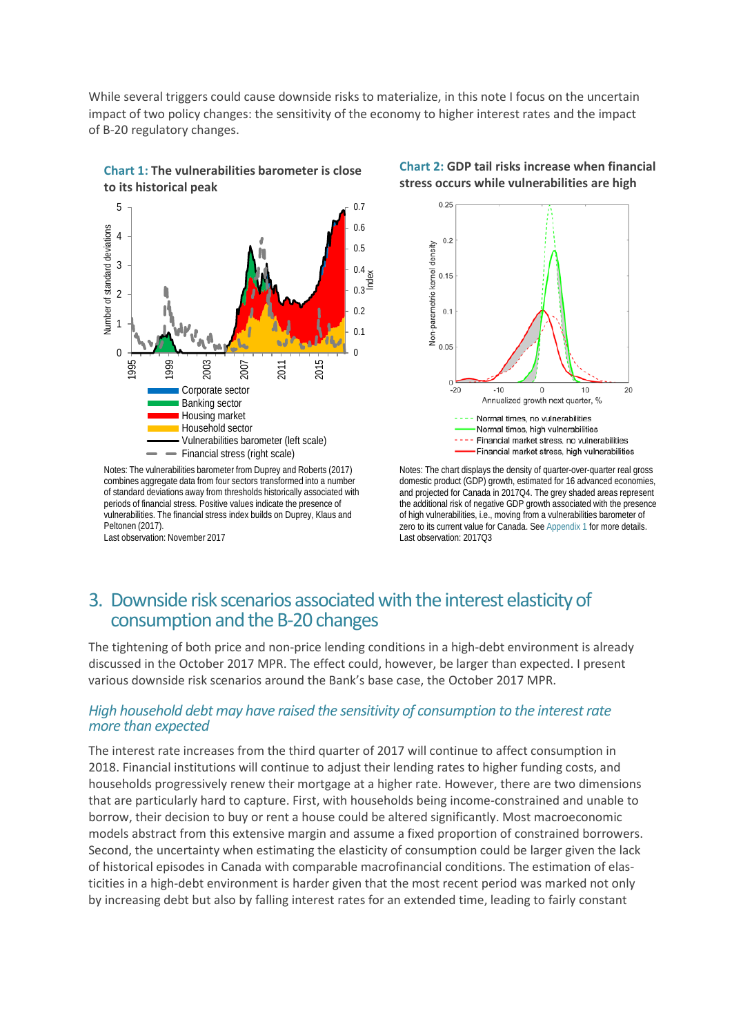While several triggers could cause downside risks to materialize, in this note I focus on the uncertain impact of two policy changes: the sensitivity of the economy to higher interest rates and the impact of B-20 regulatory changes.

**Chart 1: The vulnerabilities barometer is close to its historical peak**

Notes: The vulnerabilities barometer from Duprey and Roberts (2017) combines aggregate data from four sectors transformed into a number of standard deviations away from thresholds historically associated with periods of financial stress. Positive values indicate the presence of vulnerabilities. The financial stress index builds on Duprey, Klaus and Peltonen (2017).
Last observation: November 2017

**Chart 2: GDP tail risks increase when financial stress occurs while vulnerabilities are high**

Notes: The chart displays the density of quarter-over-quarter real gross domestic product (GDP) growth, estimated for 16 advanced economies, and projected for Canada in 2017Q4. The grey shaded areas represent the additional risk of negative GDP growth associated with the presence of high vulnerabilities, i.e., moving from a vulnerabilities barometer of zero to its current value for Canada. See Appendix 1 for more details.
Last observation: 2017Q3

## 3. Downside risk scenarios associated with the interest elasticity of consumption and the B-20 changes

The tightening of both price and non-price lending conditions in a high-debt environment is already discussed in the October 2017 MPR. The effect could, however, be larger than expected. I present various downside risk scenarios around the Bank's base case, the October 2017 MPR.

### *High household debt may have raised the sensitivity of consumption to the interest rate more than expected*

The interest rate increases from the third quarter of 2017 will continue to affect consumption in 2018. Financial institutions will continue to adjust their lending rates to higher funding costs, and households progressively renew their mortgage at a higher rate. However, there are two dimensions that are particularly hard to capture. First, with households being income-constrained and unable to borrow, their decision to buy or rent a house could be altered significantly. Most macroeconomic models abstract from this extensive margin and assume a fixed proportion of constrained borrowers. Second, the uncertainty when estimating the elasticity of consumption could be larger given the lack of historical episodes in Canada with comparable macrofinancial conditions. The estimation of elasticities in a high-debt environment is harder given that the most recent period was marked not only by increasing debt but also by falling interest rates for an extended time, leading to fairly constant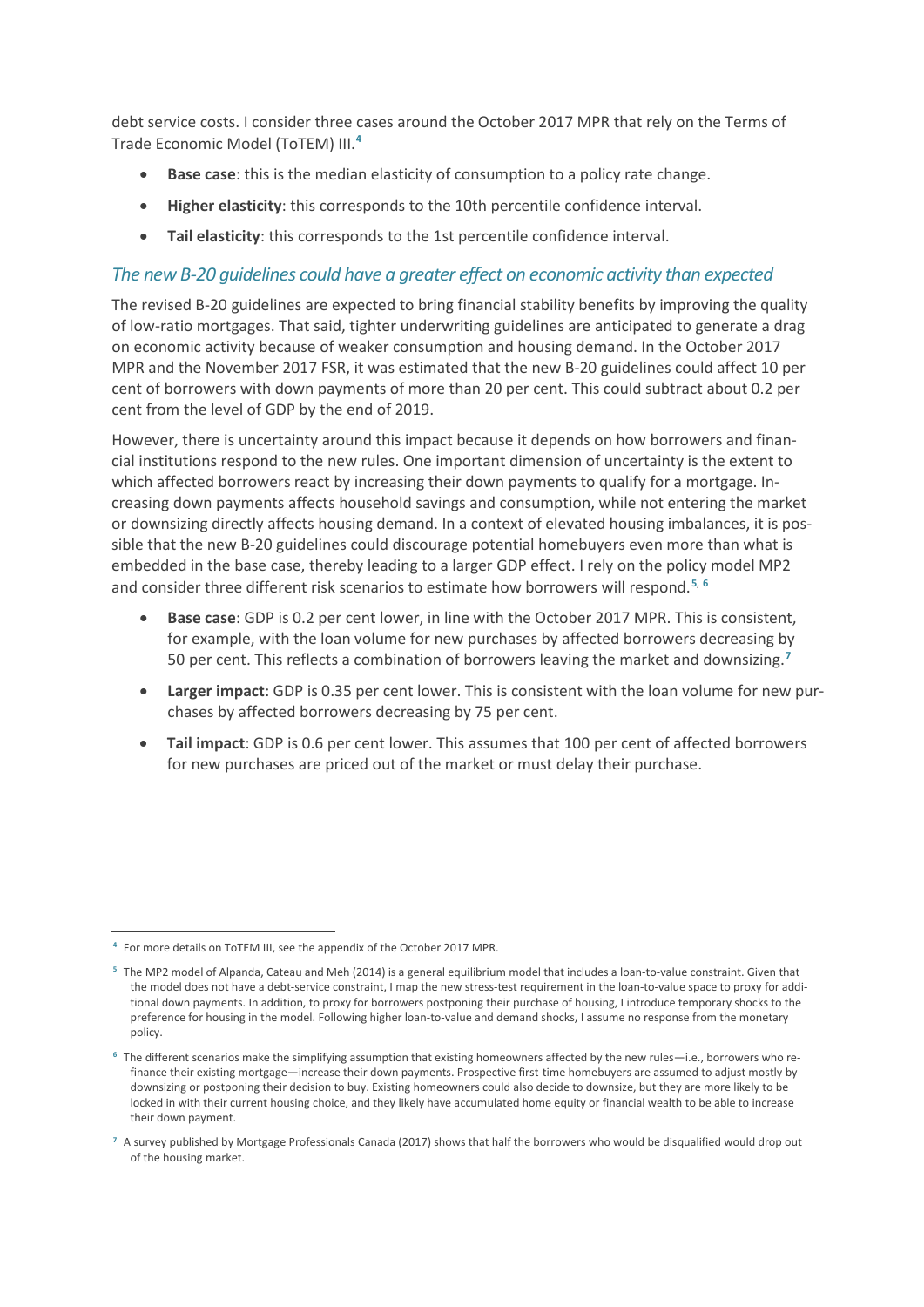debt service costs. I consider three cases around the October 2017 MPR that rely on the Terms of Trade Economic Model (ToTEM) III.[4]

- **Base case**: this is the median elasticity of consumption to a policy rate change.
- **Higher elasticity**: this corresponds to the 10th percentile confidence interval.
- **Tail elasticity**: this corresponds to the 1st percentile confidence interval.

### *The new B-20 guidelines could have a greater effect on economic activity than expected*

The revised B-20 guidelines are expected to bring financial stability benefits by improving the quality of low-ratio mortgages. That said, tighter underwriting guidelines are anticipated to generate a drag on economic activity because of weaker consumption and housing demand. In the October 2017 MPR and the November 2017 FSR, it was estimated that the new B-20 guidelines could affect 10 per cent of borrowers with down payments of more than 20 per cent. This could subtract about 0.2 per cent from the level of GDP by the end of 2019.

However, there is uncertainty around this impact because it depends on how borrowers and financial institutions respond to the new rules. One important dimension of uncertainty is the extent to which affected borrowers react by increasing their down payments to qualify for a mortgage. Increasing down payments affects household savings and consumption, while not entering the market or downsizing directly affects housing demand. In a context of elevated housing imbalances, it is possible that the new B-20 guidelines could discourage potential homebuyers even more than what is embedded in the base case, thereby leading to a larger GDP effect. I rely on the policy model MP2 and consider three different risk scenarios to estimate how borrowers will respond.[5, 6]

- **Base case**: GDP is 0.2 per cent lower, in line with the October 2017 MPR. This is consistent, for example, with the loan volume for new purchases by affected borrowers decreasing by 50 per cent. This reflects a combination of borrowers leaving the market and downsizing.[7]
- **Larger impact**: GDP is 0.35 per cent lower. This is consistent with the loan volume for new purchases by affected borrowers decreasing by 75 per cent.
- **Tail impact**: GDP is 0.6 per cent lower. This assumes that 100 per cent of affected borrowers for new purchases are priced out of the market or must delay their purchase.

---

[4] For more details on ToTEM III, see the appendix of the October 2017 MPR.

[5] The MP2 model of Alpanda, Cateau and Meh (2014) is a general equilibrium model that includes a loan-to-value constraint. Given that the model does not have a debt-service constraint, I map the new stress-test requirement in the loan-to-value space to proxy for additional down payments. In addition, to proxy for borrowers postponing their purchase of housing, I introduce temporary shocks to the preference for housing in the model. Following higher loan-to-value and demand shocks, I assume no response from the monetary policy.

[6] The different scenarios make the simplifying assumption that existing homeowners affected by the new rules—i.e., borrowers who refinance their existing mortgage—increase their down payments. Prospective first-time homebuyers are assumed to adjust mostly by downsizing or postponing their decision to buy. Existing homeowners could also decide to downsize, but they are more likely to be locked in with their current housing choice, and they likely have accumulated home equity or financial wealth to be able to increase their down payment.

[7] A survey published by Mortgage Professionals Canada (2017) shows that half the borrowers who would be disqualified would drop out of the housing market.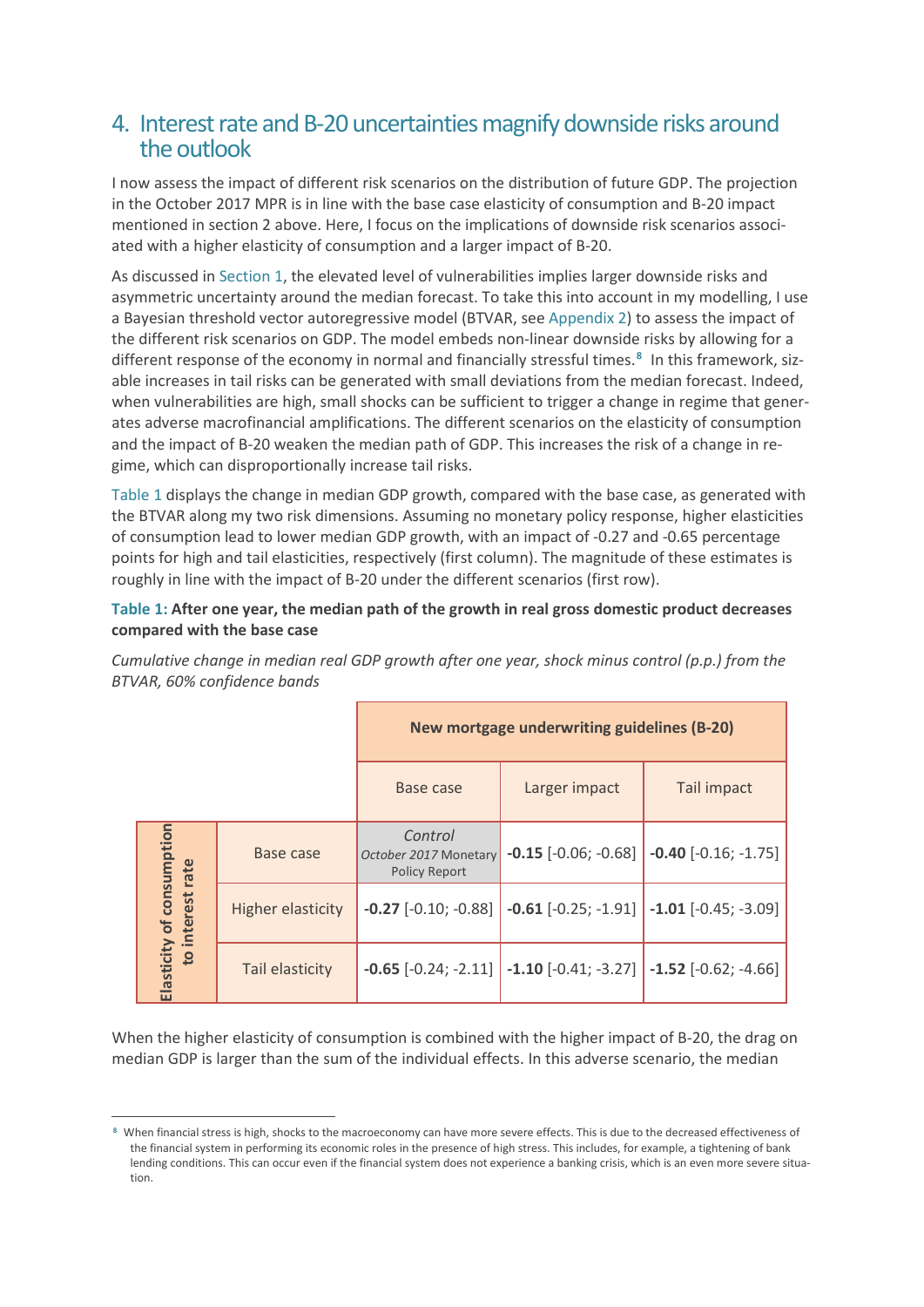## 4. Interest rate and B-20 uncertainties magnify downside risks around the outlook

I now assess the impact of different risk scenarios on the distribution of future GDP. The projection in the October 2017 MPR is in line with the base case elasticity of consumption and B-20 impact mentioned in section 2 above. Here, I focus on the implications of downside risk scenarios associated with a higher elasticity of consumption and a larger impact of B-20.

As discussed in Section 1, the elevated level of vulnerabilities implies larger downside risks and asymmetric uncertainty around the median forecast. To take this into account in my modelling, I use a Bayesian threshold vector autoregressive model (BTVAR, see Appendix 2) to assess the impact of the different risk scenarios on GDP. The model embeds non-linear downside risks by allowing for a different response of the economy in normal and financially stressful times.[8] In this framework, sizable increases in tail risks can be generated with small deviations from the median forecast. Indeed, when vulnerabilities are high, small shocks can be sufficient to trigger a change in regime that generates adverse macrofinancial amplifications. The different scenarios on the elasticity of consumption and the impact of B-20 weaken the median path of GDP. This increases the risk of a change in regime, which can disproportionally increase tail risks.

Table 1 displays the change in median GDP growth, compared with the base case, as generated with the BTVAR along my two risk dimensions. Assuming no monetary policy response, higher elasticities of consumption lead to lower median GDP growth, with an impact of -0.27 and -0.65 percentage points for high and tail elasticities, respectively (first column). The magnitude of these estimates is roughly in line with the impact of B-20 under the different scenarios (first row).

**Table 1: After one year, the median path of the growth in real gross domestic product decreases compared with the base case**

*Cumulative change in median real GDP growth after one year, shock minus control (p.p.) from the BTVAR, 60% confidence bands*

| | | New mortgage underwriting guidelines (B-20) | | |
|---|---|---|---|---|
| | | Base case | Larger impact | Tail impact |
| Elasticity of consumption to interest rate | Base case | *Control* *October 2017* Monetary Policy Report | **-0.15** [-0.06; -0.68] | **-0.40** [-0.16; -1.75] |
| | Higher elasticity | **-0.27** [-0.10; -0.88] | **-0.61** [-0.25; -1.91] | **-1.01** [-0.45; -3.09] |
| | Tail elasticity | **-0.65** [-0.24; -2.11] | **-1.10** [-0.41; -3.27] | **-1.52** [-0.62; -4.66] |

When the higher elasticity of consumption is combined with the higher impact of B-20, the drag on median GDP is larger than the sum of the individual effects. In this adverse scenario, the median

[8] When financial stress is high, shocks to the macroeconomy can have more severe effects. This is due to the decreased effectiveness of the financial system in performing its economic roles in the presence of high stress. This includes, for example, a tightening of bank lending conditions. This can occur even if the financial system does not experience a banking crisis, which is an even more severe situation.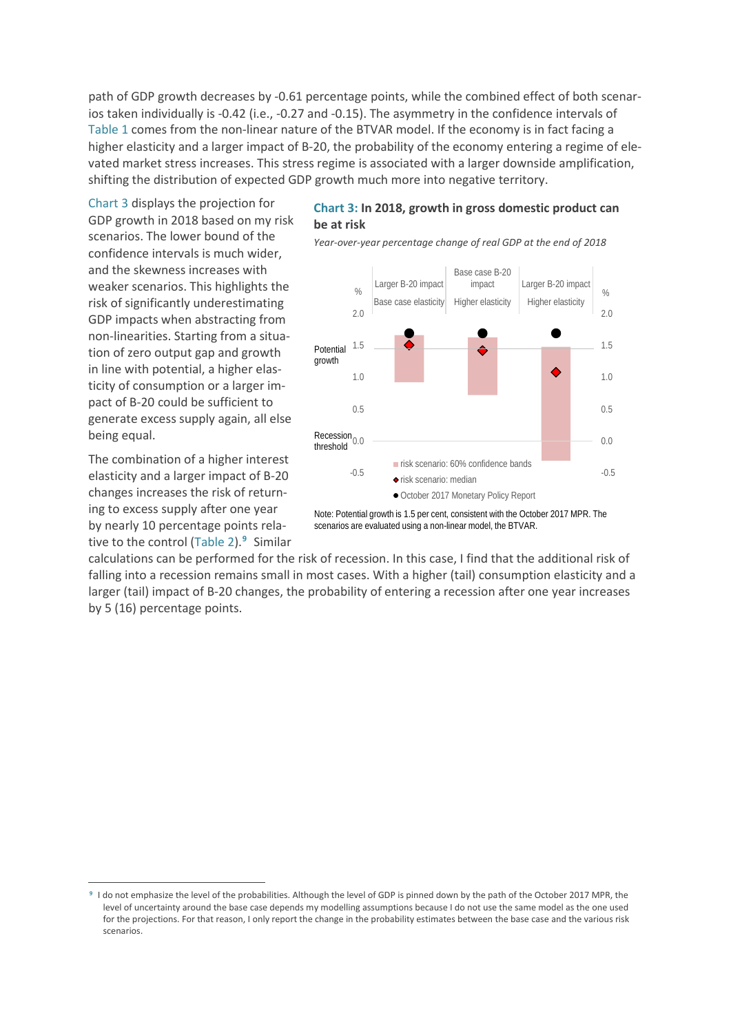path of GDP growth decreases by -0.61 percentage points, while the combined effect of both scenarios taken individually is -0.42 (i.e., -0.27 and -0.15). The asymmetry in the confidence intervals of Table 1 comes from the non-linear nature of the BTVAR model. If the economy is in fact facing a higher elasticity and a larger impact of B-20, the probability of the economy entering a regime of elevated market stress increases. This stress regime is associated with a larger downside amplification, shifting the distribution of expected GDP growth much more into negative territory.

Chart 3 displays the projection for GDP growth in 2018 based on my risk scenarios. The lower bound of the confidence intervals is much wider, and the skewness increases with weaker scenarios. This highlights the risk of significantly underestimating GDP impacts when abstracting from non-linearities. Starting from a situation of zero output gap and growth in line with potential, a higher elasticity of consumption or a larger impact of B-20 could be sufficient to generate excess supply again, all else being equal.

**Chart 3: In 2018, growth in gross domestic product can be at risk**

*Year-over-year percentage change of real GDP at the end of 2018*

Note: Potential growth is 1.5 per cent, consistent with the October 2017 MPR. The scenarios are evaluated using a non-linear model, the BTVAR.

The combination of a higher interest elasticity and a larger impact of B-20 changes increases the risk of returning to excess supply after one year by nearly 10 percentage points relative to the control (Table 2).[9] Similar calculations can be performed for the risk of recession. In this case, I find that the additional risk of falling into a recession remains small in most cases. With a higher (tail) consumption elasticity and a larger (tail) impact of B-20 changes, the probability of entering a recession after one year increases by 5 (16) percentage points.

[9] I do not emphasize the level of the probabilities. Although the level of GDP is pinned down by the path of the October 2017 MPR, the level of uncertainty around the base case depends my modelling assumptions because I do not use the same model as the one used for the projections. For that reason, I only report the change in the probability estimates between the base case and the various risk scenarios.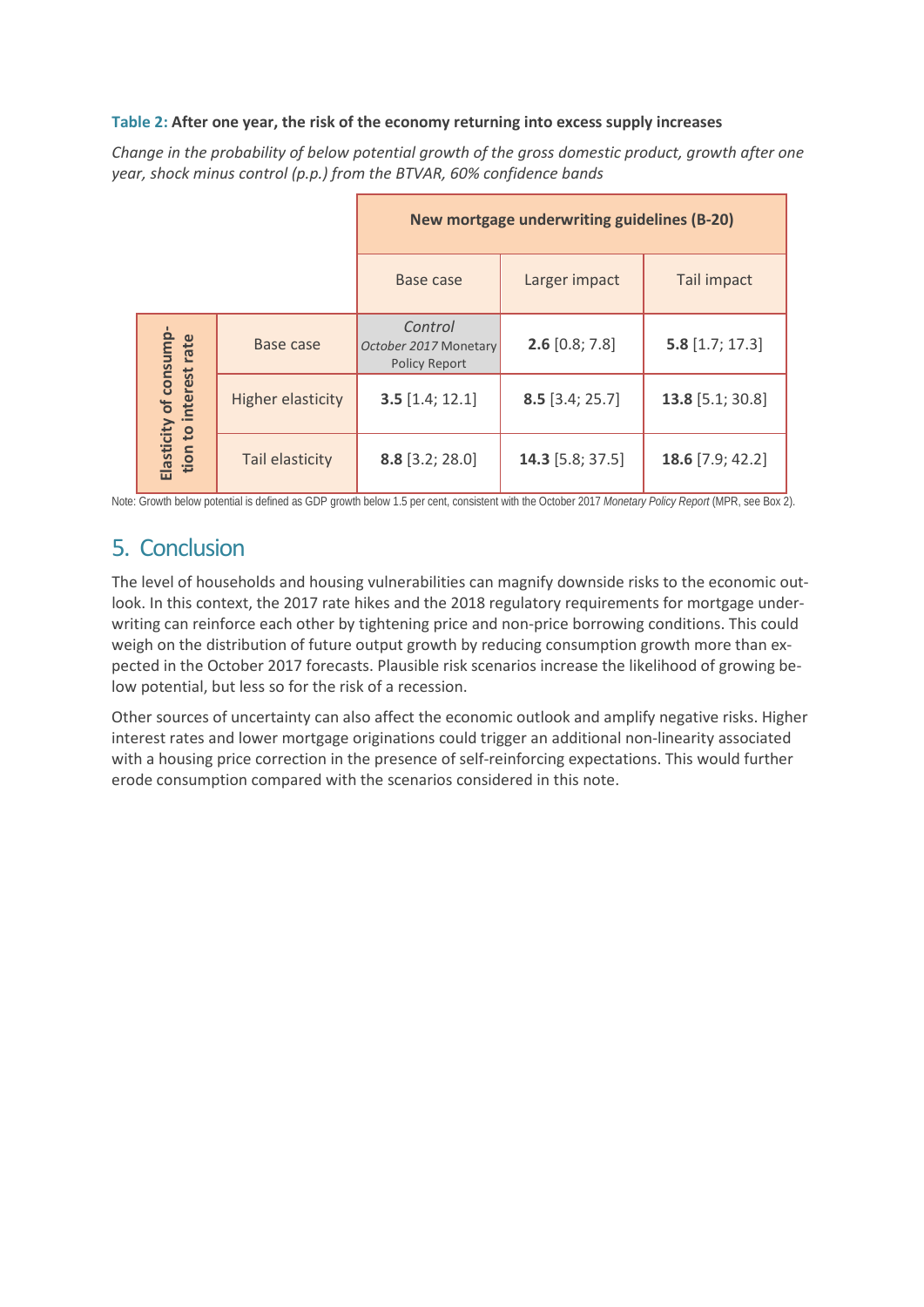**Table 2: After one year, the risk of the economy returning into excess supply increases**

*Change in the probability of below potential growth of the gross domestic product, growth after one year, shock minus control (p.p.) from the BTVAR, 60% confidence bands*

| | | New mortgage underwriting guidelines (B-20) | | |
|---|---|---|---|---|
| | | Base case | Larger impact | Tail impact |
| **Elasticity of consumption to interest rate** | Base case | *Control* *October 2017* Monetary Policy Report | **2.6** [0.8; 7.8] | **5.8** [1.7; 17.3] |
| | Higher elasticity | **3.5** [1.4; 12.1] | **8.5** [3.4; 25.7] | **13.8** [5.1; 30.8] |
| | Tail elasticity | **8.8** [3.2; 28.0] | **14.3** [5.8; 37.5] | **18.6** [7.9; 42.2] |

Note: Growth below potential is defined as GDP growth below 1.5 per cent, consistent with the October 2017 *Monetary Policy Report* (MPR, see Box 2).

## 5. Conclusion

The level of households and housing vulnerabilities can magnify downside risks to the economic outlook. In this context, the 2017 rate hikes and the 2018 regulatory requirements for mortgage underwriting can reinforce each other by tightening price and non-price borrowing conditions. This could weigh on the distribution of future output growth by reducing consumption growth more than expected in the October 2017 forecasts. Plausible risk scenarios increase the likelihood of growing below potential, but less so for the risk of a recession.

Other sources of uncertainty can also affect the economic outlook and amplify negative risks. Higher interest rates and lower mortgage originations could trigger an additional non-linearity associated with a housing price correction in the presence of self-reinforcing expectations. This would further erode consumption compared with the scenarios considered in this note.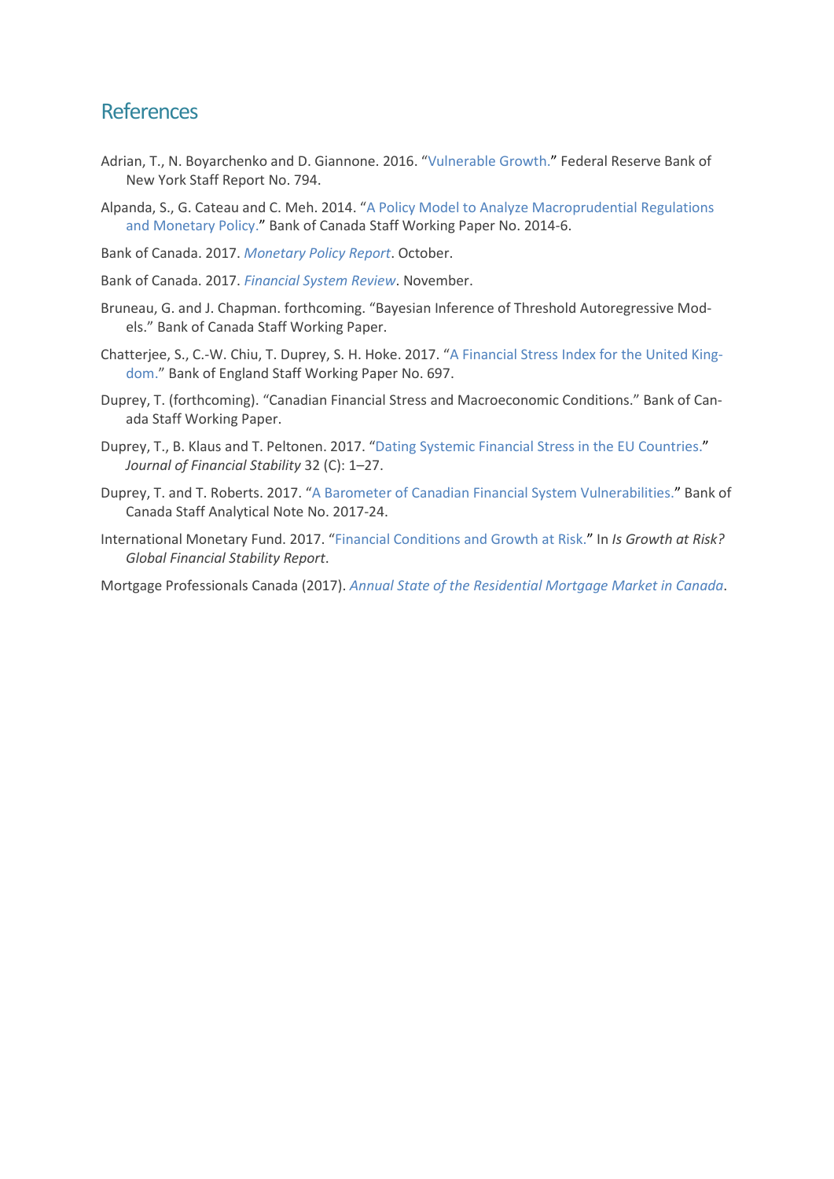## References

Adrian, T., N. Boyarchenko and D. Giannone. 2016. "Vulnerable Growth." Federal Reserve Bank of New York Staff Report No. 794.

Alpanda, S., G. Cateau and C. Meh. 2014. "A Policy Model to Analyze Macroprudential Regulations and Monetary Policy." Bank of Canada Staff Working Paper No. 2014-6.

Bank of Canada. 2017. *Monetary Policy Report*. October.

Bank of Canada. 2017. *Financial System Review*. November.

Bruneau, G. and J. Chapman. forthcoming. "Bayesian Inference of Threshold Autoregressive Models." Bank of Canada Staff Working Paper.

Chatterjee, S., C.-W. Chiu, T. Duprey, S. H. Hoke. 2017. "A Financial Stress Index for the United Kingdom." Bank of England Staff Working Paper No. 697.

Duprey, T. (forthcoming). "Canadian Financial Stress and Macroeconomic Conditions." Bank of Canada Staff Working Paper.

Duprey, T., B. Klaus and T. Peltonen. 2017. "Dating Systemic Financial Stress in the EU Countries." *Journal of Financial Stability* 32 (C): 1–27.

Duprey, T. and T. Roberts. 2017. "A Barometer of Canadian Financial System Vulnerabilities." Bank of Canada Staff Analytical Note No. 2017-24.

International Monetary Fund. 2017. "Financial Conditions and Growth at Risk." In *Is Growth at Risk? Global Financial Stability Report*.

Mortgage Professionals Canada (2017). *Annual State of the Residential Mortgage Market in Canada*.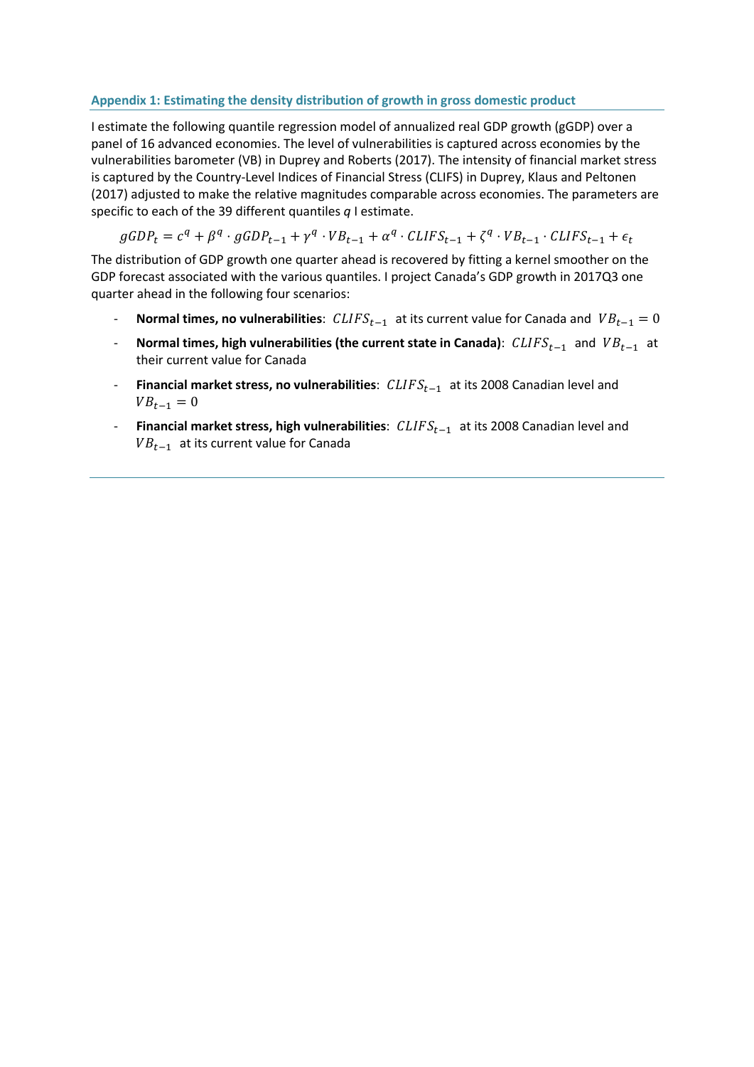## Appendix 1: Estimating the density distribution of growth in gross domestic product

I estimate the following quantile regression model of annualized real GDP growth (gGDP) over a panel of 16 advanced economies. The level of vulnerabilities is captured across economies by the vulnerabilities barometer (VB) in Duprey and Roberts (2017). The intensity of financial market stress is captured by the Country-Level Indices of Financial Stress (CLIFS) in Duprey, Klaus and Peltonen (2017) adjusted to make the relative magnitudes comparable across economies. The parameters are specific to each of the 39 different quantiles *q* I estimate.

$$gGDP_t = c^q + \beta^q \cdot gGDP_{t-1} + \gamma^q \cdot VB_{t-1} + \alpha^q \cdot CLIFS_{t-1} + \zeta^q \cdot VB_{t-1} \cdot CLIFS_{t-1} + \epsilon_t$$

The distribution of GDP growth one quarter ahead is recovered by fitting a kernel smoother on the GDP forecast associated with the various quantiles. I project Canada's GDP growth in 2017Q3 one quarter ahead in the following four scenarios:

- **Normal times, no vulnerabilities**: $CLIFS_{t-1}$ at its current value for Canada and $VB_{t-1} = 0$
- **Normal times, high vulnerabilities (the current state in Canada)**: $CLIFS_{t-1}$ and $VB_{t-1}$ at their current value for Canada
- **Financial market stress, no vulnerabilities**: $CLIFS_{t-1}$ at its 2008 Canadian level and $VB_{t-1} = 0$
- **Financial market stress, high vulnerabilities**: $CLIFS_{t-1}$ at its 2008 Canadian level and $VB_{t-1}$ at its current value for Canada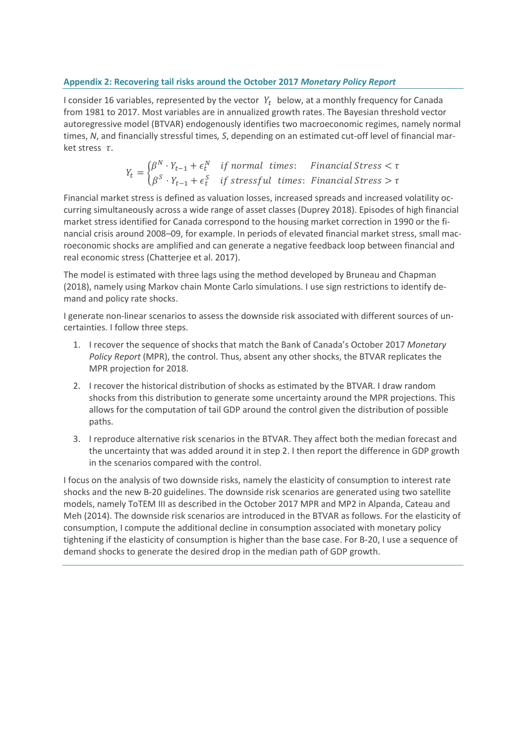## Appendix 2: Recovering tail risks around the October 2017 *Monetary Policy Report*

I consider 16 variables, represented by the vector $Y_t$ below, at a monthly frequency for Canada from 1981 to 2017. Most variables are in annualized growth rates. The Bayesian threshold vector autoregressive model (BTVAR) endogenously identifies two macroeconomic regimes, namely normal times, *N*, and financially stressful times, *S*, depending on an estimated cut-off level of financial market stress $\tau$.

$$Y_t = \begin{cases} \beta^N \cdot Y_{t-1} + \epsilon_t^N & if\ normal\ \ times: \quad Financial\ Stress < \tau \\ \beta^S \cdot Y_{t-1} + \epsilon_t^S & if\ stressful\ \ times: \ Financial\ Stress > \tau \end{cases}$$

Financial market stress is defined as valuation losses, increased spreads and increased volatility occurring simultaneously across a wide range of asset classes (Duprey 2018). Episodes of high financial market stress identified for Canada correspond to the housing market correction in 1990 or the financial crisis around 2008–09, for example. In periods of elevated financial market stress, small macroeconomic shocks are amplified and can generate a negative feedback loop between financial and real economic stress (Chatterjee et al. 2017).

The model is estimated with three lags using the method developed by Bruneau and Chapman (2018), namely using Markov chain Monte Carlo simulations. I use sign restrictions to identify demand and policy rate shocks.

I generate non-linear scenarios to assess the downside risk associated with different sources of uncertainties. I follow three steps.

1. I recover the sequence of shocks that match the Bank of Canada's October 2017 *Monetary Policy Report* (MPR), the control. Thus, absent any other shocks, the BTVAR replicates the MPR projection for 2018.
2. I recover the historical distribution of shocks as estimated by the BTVAR. I draw random shocks from this distribution to generate some uncertainty around the MPR projections. This allows for the computation of tail GDP around the control given the distribution of possible paths.
3. I reproduce alternative risk scenarios in the BTVAR. They affect both the median forecast and the uncertainty that was added around it in step 2. I then report the difference in GDP growth in the scenarios compared with the control.

I focus on the analysis of two downside risks, namely the elasticity of consumption to interest rate shocks and the new B-20 guidelines. The downside risk scenarios are generated using two satellite models, namely ToTEM III as described in the October 2017 MPR and MP2 in Alpanda, Cateau and Meh (2014). The downside risk scenarios are introduced in the BTVAR as follows. For the elasticity of consumption, I compute the additional decline in consumption associated with monetary policy tightening if the elasticity of consumption is higher than the base case. For B-20, I use a sequence of demand shocks to generate the desired drop in the median path of GDP growth.